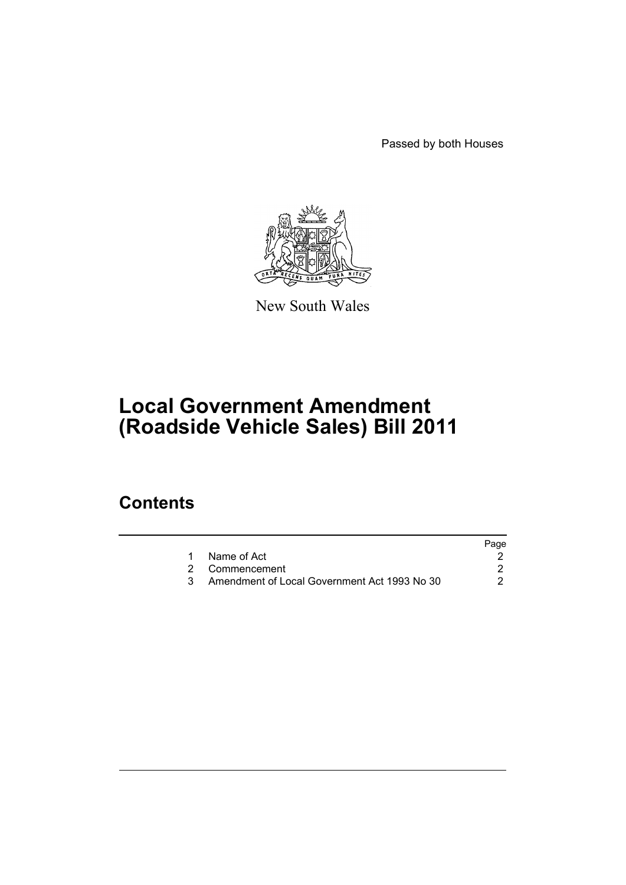Passed by both Houses

New South Wales

# Local Government Amendment (Roadside Vehicle Sales) Bill 2011

## Contents

| | | Page |
|---|---|---|
| 1 | Name of Act | 2 |
| 2 | Commencement | 2 |
| 3 | Amendment of Local Government Act 1993 No 30 | 2 |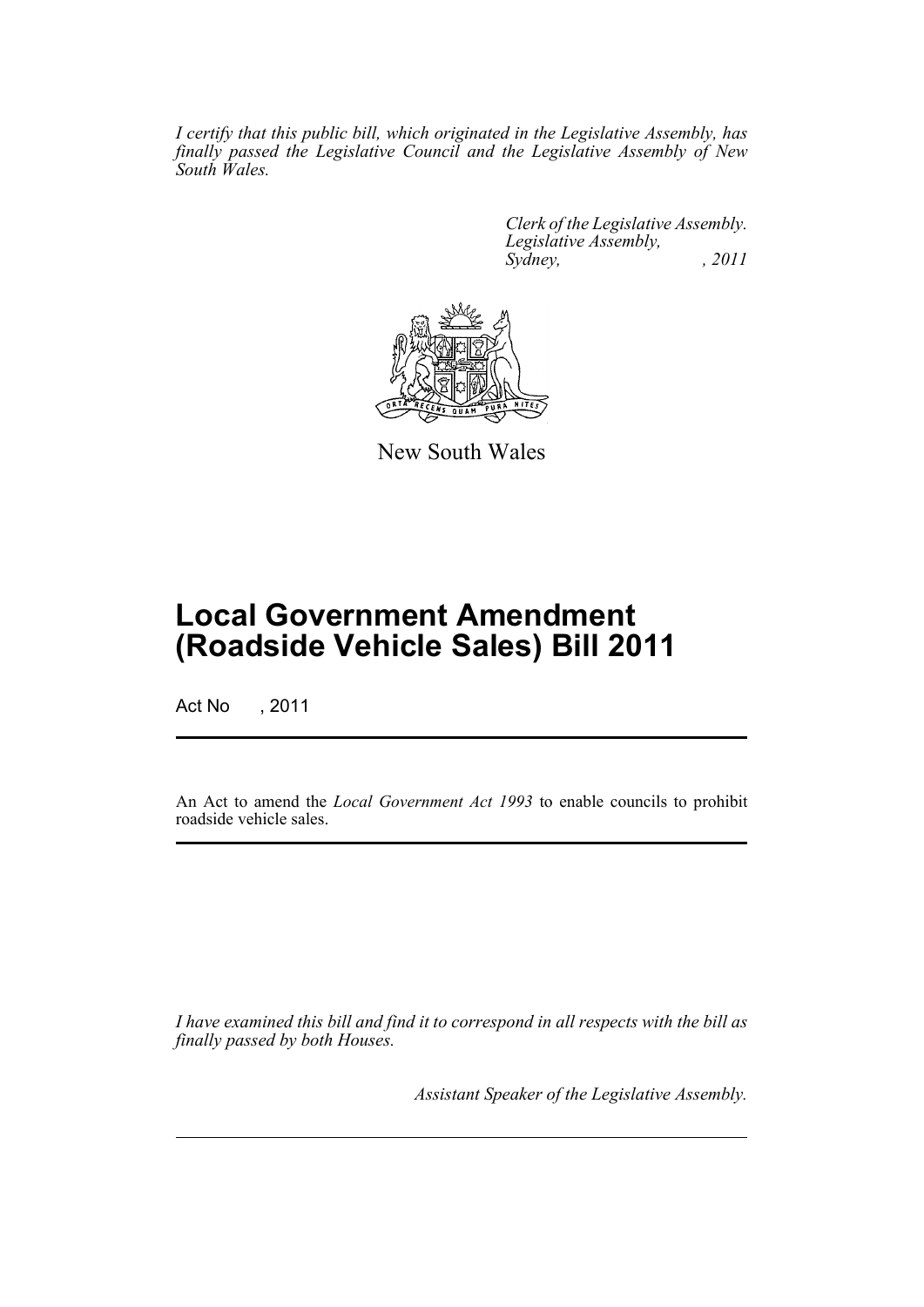*I certify that this public bill, which originated in the Legislative Assembly, has finally passed the Legislative Council and the Legislative Assembly of New South Wales.*

*Clerk of the Legislative Assembly.*
*Legislative Assembly,*
*Sydney, , 2011*

New South Wales

# Local Government Amendment (Roadside Vehicle Sales) Bill 2011

Act No , 2011

An Act to amend the *Local Government Act 1993* to enable councils to prohibit roadside vehicle sales.

*I have examined this bill and find it to correspond in all respects with the bill as finally passed by both Houses.*

*Assistant Speaker of the Legislative Assembly.*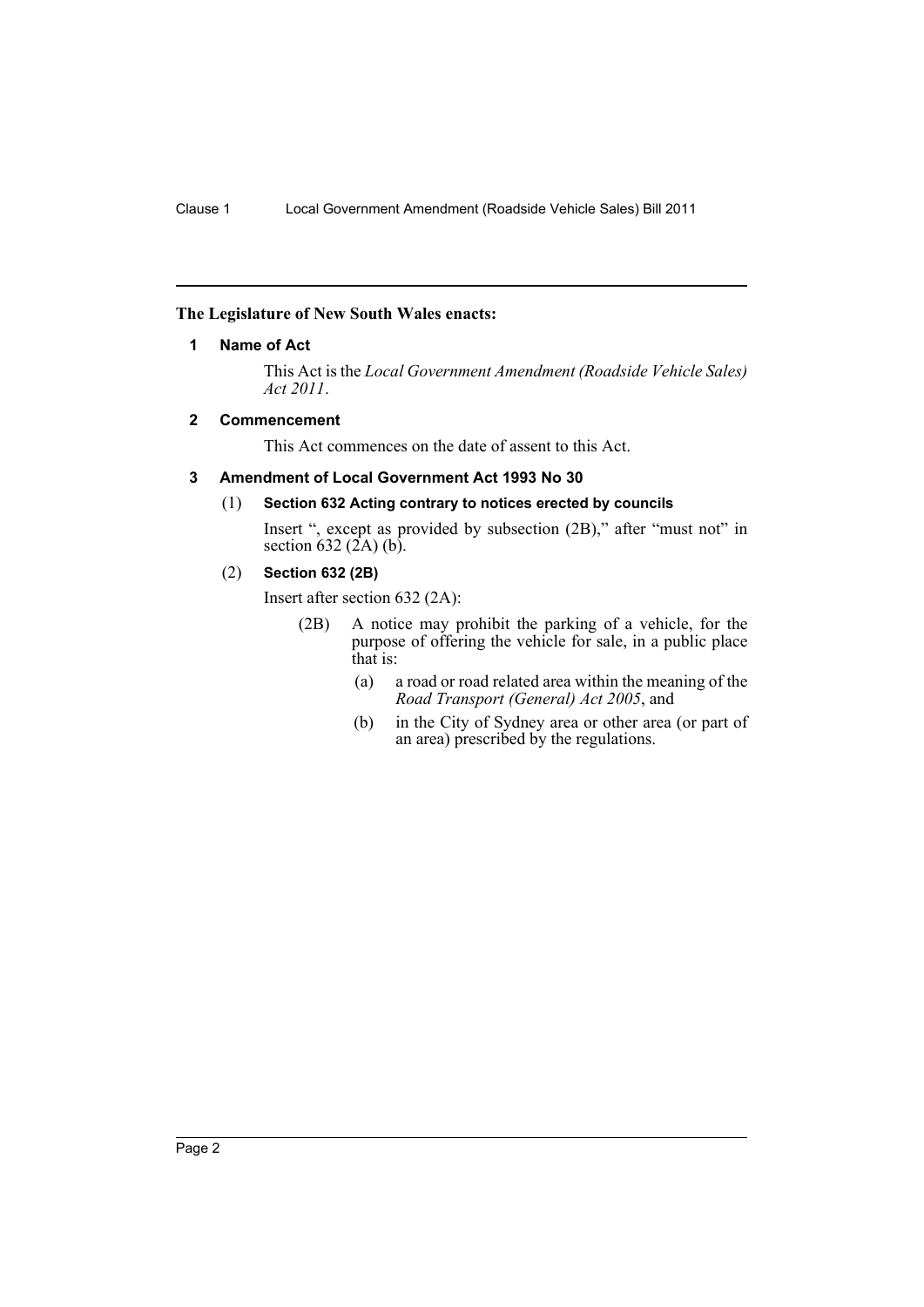**The Legislature of New South Wales enacts:**

## 1 Name of Act

This Act is the *Local Government Amendment (Roadside Vehicle Sales) Act 2011*.

## 2 Commencement

This Act commences on the date of assent to this Act.

## 3 Amendment of Local Government Act 1993 No 30

### (1) Section 632 Acting contrary to notices erected by councils

Insert ", except as provided by subsection (2B)," after "must not" in section 632 (2A) (b).

### (2) Section 632 (2B)

Insert after section 632 (2A):

(2B) A notice may prohibit the parking of a vehicle, for the purpose of offering the vehicle for sale, in a public place that is:

(a) a road or road related area within the meaning of the *Road Transport (General) Act 2005*, and

(b) in the City of Sydney area or other area (or part of an area) prescribed by the regulations.